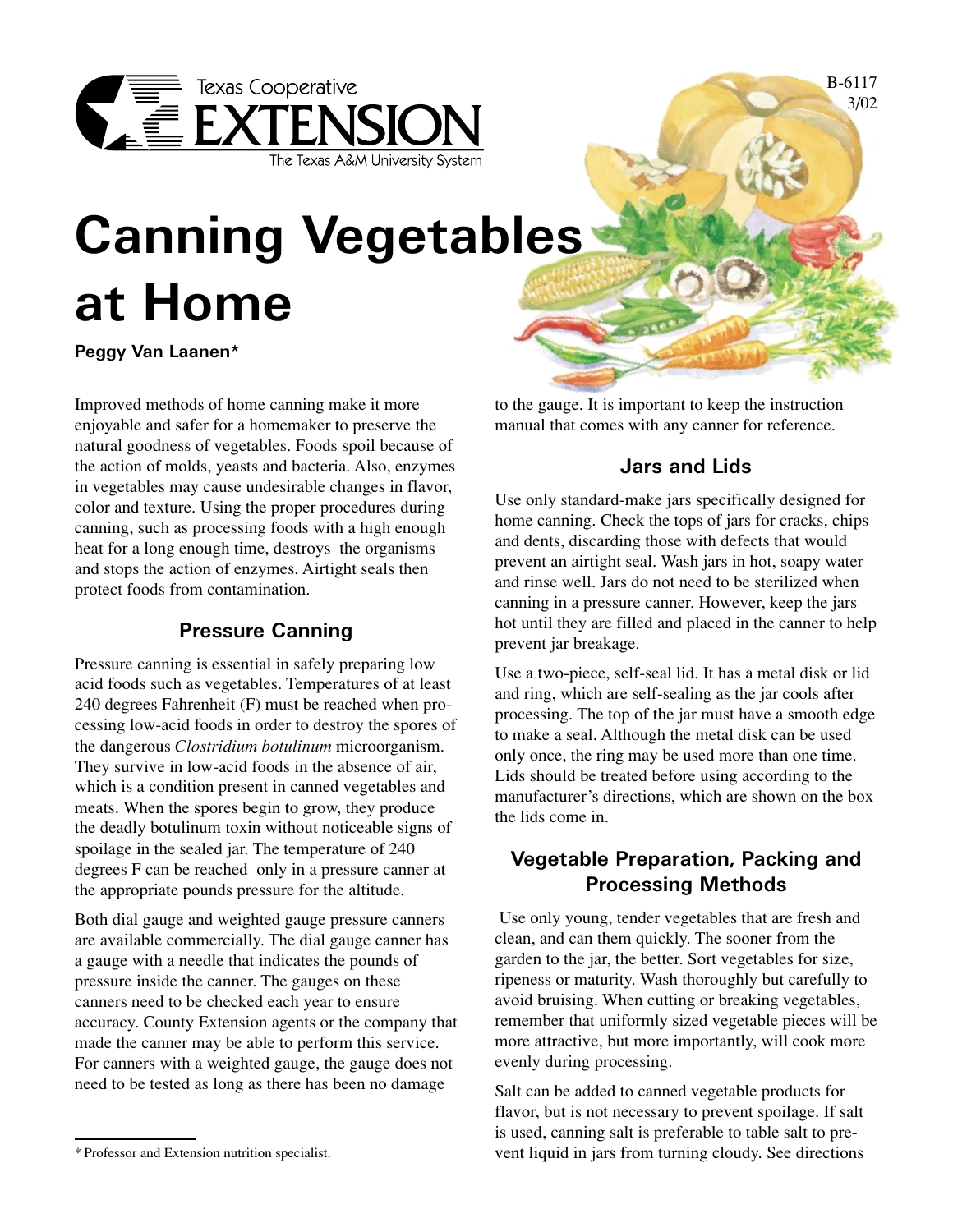Texas Cooperative Extension
The Texas A&M University System

B-6117
3/02

# Canning Vegetables at Home

**Peggy Van Laanen***

Improved methods of home canning make it more enjoyable and safer for a homemaker to preserve the natural goodness of vegetables. Foods spoil because of the action of molds, yeasts and bacteria. Also, enzymes in vegetables may cause undesirable changes in flavor, color and texture. Using the proper procedures during canning, such as processing foods with a high enough heat for a long enough time, destroys the organisms and stops the action of enzymes. Airtight seals then protect foods from contamination.

## Pressure Canning

Pressure canning is essential in safely preparing low acid foods such as vegetables. Temperatures of at least 240 degrees Fahrenheit (F) must be reached when processing low-acid foods in order to destroy the spores of the dangerous *Clostridium botulinum* microorganism. They survive in low-acid foods in the absence of air, which is a condition present in canned vegetables and meats. When the spores begin to grow, they produce the deadly botulinum toxin without noticeable signs of spoilage in the sealed jar. The temperature of 240 degrees F can be reached only in a pressure canner at the appropriate pounds pressure for the altitude.

Both dial gauge and weighted gauge pressure canners are available commercially. The dial gauge canner has a gauge with a needle that indicates the pounds of pressure inside the canner. The gauges on these canners need to be checked each year to ensure accuracy. County Extension agents or the company that made the canner may be able to perform this service. For canners with a weighted gauge, the gauge does not need to be tested as long as there has been no damage to the gauge. It is important to keep the instruction manual that comes with any canner for reference.

## Jars and Lids

Use only standard-make jars specifically designed for home canning. Check the tops of jars for cracks, chips and dents, discarding those with defects that would prevent an airtight seal. Wash jars in hot, soapy water and rinse well. Jars do not need to be sterilized when canning in a pressure canner. However, keep the jars hot until they are filled and placed in the canner to help prevent jar breakage.

Use a two-piece, self-seal lid. It has a metal disk or lid and ring, which are self-sealing as the jar cools after processing. The top of the jar must have a smooth edge to make a seal. Although the metal disk can be used only once, the ring may be used more than one time. Lids should be treated before using according to the manufacturer's directions, which are shown on the box the lids come in.

## Vegetable Preparation, Packing and Processing Methods

Use only young, tender vegetables that are fresh and clean, and can them quickly. The sooner from the garden to the jar, the better. Sort vegetables for size, ripeness or maturity. Wash thoroughly but carefully to avoid bruising. When cutting or breaking vegetables, remember that uniformly sized vegetable pieces will be more attractive, but more importantly, will cook more evenly during processing.

Salt can be added to canned vegetable products for flavor, but is not necessary to prevent spoilage. If salt is used, canning salt is preferable to table salt to prevent liquid in jars from turning cloudy. See directions

\* Professor and Extension nutrition specialist.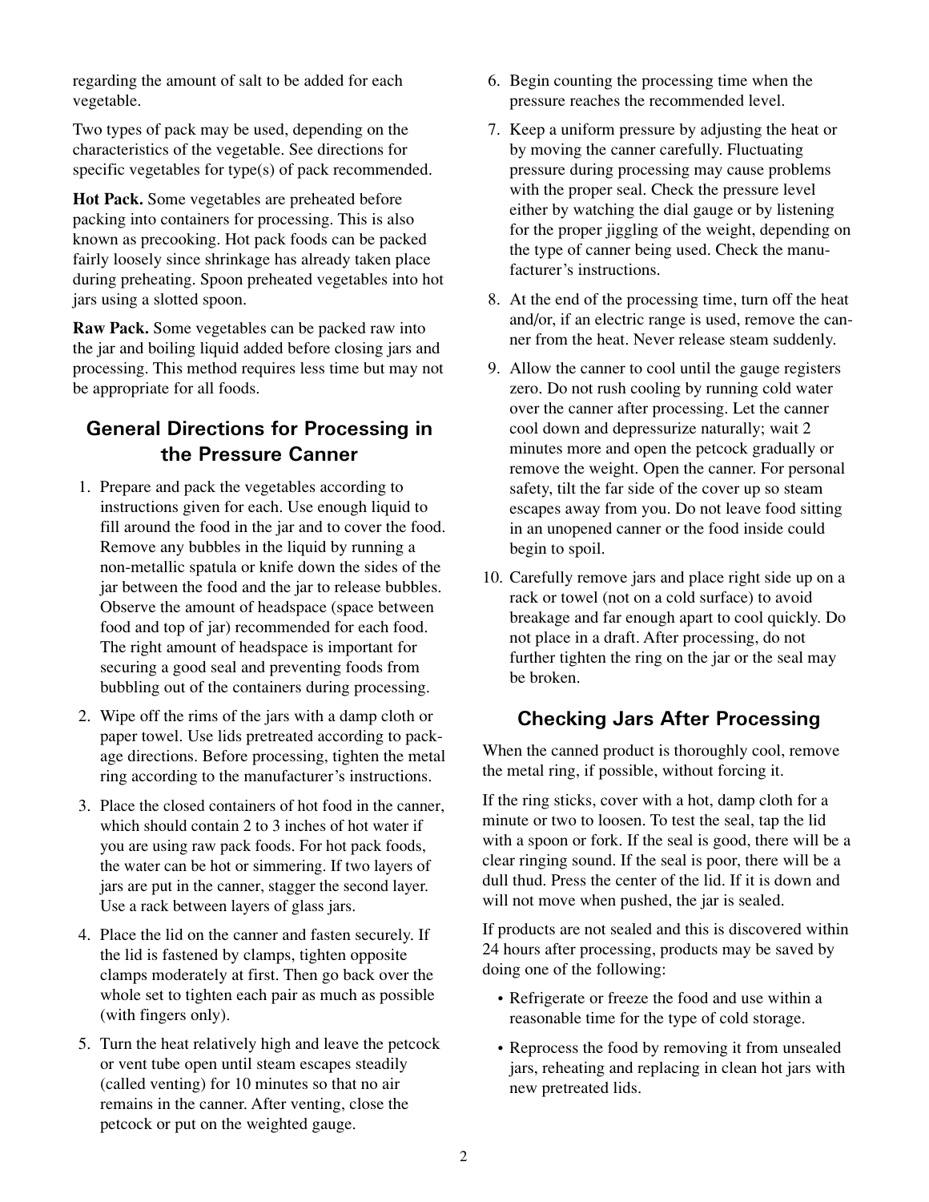regarding the amount of salt to be added for each vegetable.

Two types of pack may be used, depending on the characteristics of the vegetable. See directions for specific vegetables for type(s) of pack recommended.

**Hot Pack.** Some vegetables are preheated before packing into containers for processing. This is also known as precooking. Hot pack foods can be packed fairly loosely since shrinkage has already taken place during preheating. Spoon preheated vegetables into hot jars using a slotted spoon.

**Raw Pack.** Some vegetables can be packed raw into the jar and boiling liquid added before closing jars and processing. This method requires less time but may not be appropriate for all foods.

## General Directions for Processing in the Pressure Canner

1. Prepare and pack the vegetables according to instructions given for each. Use enough liquid to fill around the food in the jar and to cover the food. Remove any bubbles in the liquid by running a non-metallic spatula or knife down the sides of the jar between the food and the jar to release bubbles. Observe the amount of headspace (space between food and top of jar) recommended for each food. The right amount of headspace is important for securing a good seal and preventing foods from bubbling out of the containers during processing.
2. Wipe off the rims of the jars with a damp cloth or paper towel. Use lids pretreated according to package directions. Before processing, tighten the metal ring according to the manufacturer's instructions.
3. Place the closed containers of hot food in the canner, which should contain 2 to 3 inches of hot water if you are using raw pack foods. For hot pack foods, the water can be hot or simmering. If two layers of jars are put in the canner, stagger the second layer. Use a rack between layers of glass jars.
4. Place the lid on the canner and fasten securely. If the lid is fastened by clamps, tighten opposite clamps moderately at first. Then go back over the whole set to tighten each pair as much as possible (with fingers only).
5. Turn the heat relatively high and leave the petcock or vent tube open until steam escapes steadily (called venting) for 10 minutes so that no air remains in the canner. After venting, close the petcock or put on the weighted gauge.
6. Begin counting the processing time when the pressure reaches the recommended level.
7. Keep a uniform pressure by adjusting the heat or by moving the canner carefully. Fluctuating pressure during processing may cause problems with the proper seal. Check the pressure level either by watching the dial gauge or by listening for the proper jiggling of the weight, depending on the type of canner being used. Check the manufacturer's instructions.
8. At the end of the processing time, turn off the heat and/or, if an electric range is used, remove the canner from the heat. Never release steam suddenly.
9. Allow the canner to cool until the gauge registers zero. Do not rush cooling by running cold water over the canner after processing. Let the canner cool down and depressurize naturally; wait 2 minutes more and open the petcock gradually or remove the weight. Open the canner. For personal safety, tilt the far side of the cover up so steam escapes away from you. Do not leave food sitting in an unopened canner or the food inside could begin to spoil.
10. Carefully remove jars and place right side up on a rack or towel (not on a cold surface) to avoid breakage and far enough apart to cool quickly. Do not place in a draft. After processing, do not further tighten the ring on the jar or the seal may be broken.

## Checking Jars After Processing

When the canned product is thoroughly cool, remove the metal ring, if possible, without forcing it.

If the ring sticks, cover with a hot, damp cloth for a minute or two to loosen. To test the seal, tap the lid with a spoon or fork. If the seal is good, there will be a clear ringing sound. If the seal is poor, there will be a dull thud. Press the center of the lid. If it is down and will not move when pushed, the jar is sealed.

If products are not sealed and this is discovered within 24 hours after processing, products may be saved by doing one of the following:

- Refrigerate or freeze the food and use within a reasonable time for the type of cold storage.
- Reprocess the food by removing it from unsealed jars, reheating and replacing in clean hot jars with new pretreated lids.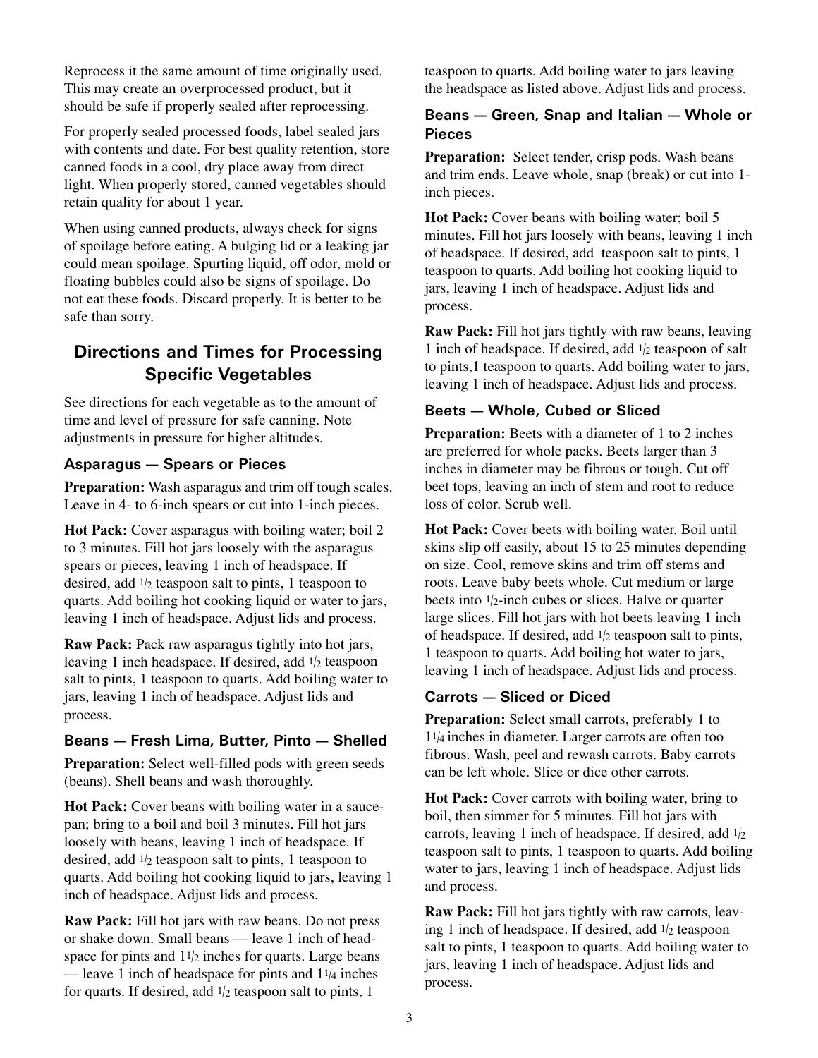Reprocess it the same amount of time originally used. This may create an overprocessed product, but it should be safe if properly sealed after reprocessing.

For properly sealed processed foods, label sealed jars with contents and date. For best quality retention, store canned foods in a cool, dry place away from direct light. When properly stored, canned vegetables should retain quality for about 1 year.

When using canned products, always check for signs of spoilage before eating. A bulging lid or a leaking jar could mean spoilage. Spurting liquid, off odor, mold or floating bubbles could also be signs of spoilage. Do not eat these foods. Discard properly. It is better to be safe than sorry.

## Directions and Times for Processing Specific Vegetables

See directions for each vegetable as to the amount of time and level of pressure for safe canning. Note adjustments in pressure for higher altitudes.

### Asparagus — Spears or Pieces

**Preparation:** Wash asparagus and trim off tough scales. Leave in 4- to 6-inch spears or cut into 1-inch pieces.

**Hot Pack:** Cover asparagus with boiling water; boil 2 to 3 minutes. Fill hot jars loosely with the asparagus spears or pieces, leaving 1 inch of headspace. If desired, add 1/2 teaspoon salt to pints, 1 teaspoon to quarts. Add boiling hot cooking liquid or water to jars, leaving 1 inch of headspace. Adjust lids and process.

**Raw Pack:** Pack raw asparagus tightly into hot jars, leaving 1 inch headspace. If desired, add 1/2 teaspoon salt to pints, 1 teaspoon to quarts. Add boiling water to jars, leaving 1 inch of headspace. Adjust lids and process.

### Beans — Fresh Lima, Butter, Pinto — Shelled

**Preparation:** Select well-filled pods with green seeds (beans). Shell beans and wash thoroughly.

**Hot Pack:** Cover beans with boiling water in a saucepan; bring to a boil and boil 3 minutes. Fill hot jars loosely with beans, leaving 1 inch of headspace. If desired, add 1/2 teaspoon salt to pints, 1 teaspoon to quarts. Add boiling hot cooking liquid to jars, leaving 1 inch of headspace. Adjust lids and process.

**Raw Pack:** Fill hot jars with raw beans. Do not press or shake down. Small beans — leave 1 inch of headspace for pints and 1 1/2 inches for quarts. Large beans — leave 1 inch of headspace for pints and 1 1/4 inches for quarts. If desired, add 1/2 teaspoon salt to pints, 1 teaspoon to quarts. Add boiling water to jars leaving the headspace as listed above. Adjust lids and process.

### Beans — Green, Snap and Italian — Whole or Pieces

**Preparation:** Select tender, crisp pods. Wash beans and trim ends. Leave whole, snap (break) or cut into 1-inch pieces.

**Hot Pack:** Cover beans with boiling water; boil 5 minutes. Fill hot jars loosely with beans, leaving 1 inch of headspace. If desired, add teaspoon salt to pints, 1 teaspoon to quarts. Add boiling hot cooking liquid to jars, leaving 1 inch of headspace. Adjust lids and process.

**Raw Pack:** Fill hot jars tightly with raw beans, leaving 1 inch of headspace. If desired, add 1/2 teaspoon of salt to pints,1 teaspoon to quarts. Add boiling water to jars, leaving 1 inch of headspace. Adjust lids and process.

### Beets — Whole, Cubed or Sliced

**Preparation:** Beets with a diameter of 1 to 2 inches are preferred for whole packs. Beets larger than 3 inches in diameter may be fibrous or tough. Cut off beet tops, leaving an inch of stem and root to reduce loss of color. Scrub well.

**Hot Pack:** Cover beets with boiling water. Boil until skins slip off easily, about 15 to 25 minutes depending on size. Cool, remove skins and trim off stems and roots. Leave baby beets whole. Cut medium or large beets into 1/2-inch cubes or slices. Halve or quarter large slices. Fill hot jars with hot beets leaving 1 inch of headspace. If desired, add 1/2 teaspoon salt to pints, 1 teaspoon to quarts. Add boiling hot water to jars, leaving 1 inch of headspace. Adjust lids and process.

### Carrots — Sliced or Diced

**Preparation:** Select small carrots, preferably 1 to 1 1/4 inches in diameter. Larger carrots are often too fibrous. Wash, peel and rewash carrots. Baby carrots can be left whole. Slice or dice other carrots.

**Hot Pack:** Cover carrots with boiling water, bring to boil, then simmer for 5 minutes. Fill hot jars with carrots, leaving 1 inch of headspace. If desired, add 1/2 teaspoon salt to pints, 1 teaspoon to quarts. Add boiling water to jars, leaving 1 inch of headspace. Adjust lids and process.

**Raw Pack:** Fill hot jars tightly with raw carrots, leaving 1 inch of headspace. If desired, add 1/2 teaspoon salt to pints, 1 teaspoon to quarts. Add boiling water to jars, leaving 1 inch of headspace. Adjust lids and process.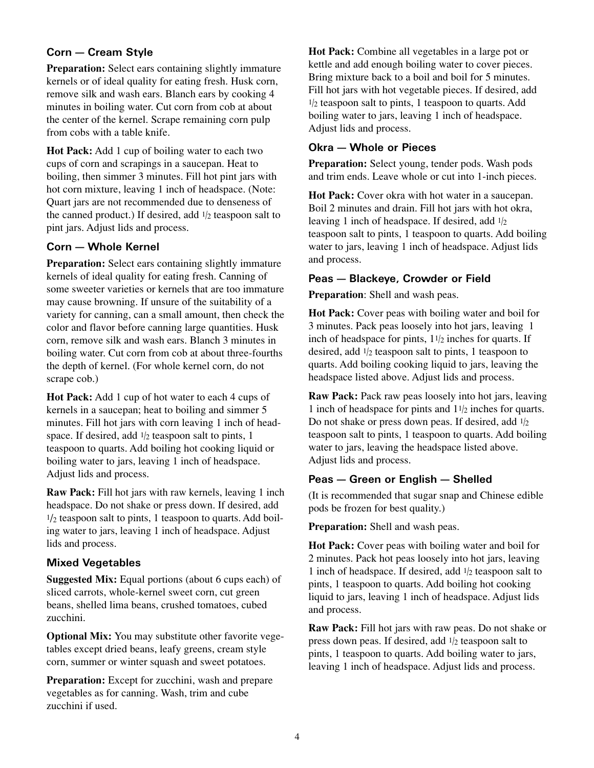### Corn — Cream Style

**Preparation:** Select ears containing slightly immature kernels or of ideal quality for eating fresh. Husk corn, remove silk and wash ears. Blanch ears by cooking 4 minutes in boiling water. Cut corn from cob at about the center of the kernel. Scrape remaining corn pulp from cobs with a table knife.

**Hot Pack:** Add 1 cup of boiling water to each two cups of corn and scrapings in a saucepan. Heat to boiling, then simmer 3 minutes. Fill hot pint jars with hot corn mixture, leaving 1 inch of headspace. (Note: Quart jars are not recommended due to denseness of the canned product.) If desired, add 1/2 teaspoon salt to pint jars. Adjust lids and process.

### Corn — Whole Kernel

**Preparation:** Select ears containing slightly immature kernels of ideal quality for eating fresh. Canning of some sweeter varieties or kernels that are too immature may cause browning. If unsure of the suitability of a variety for canning, can a small amount, then check the color and flavor before canning large quantities. Husk corn, remove silk and wash ears. Blanch 3 minutes in boiling water. Cut corn from cob at about three-fourths the depth of kernel. (For whole kernel corn, do not scrape cob.)

**Hot Pack:** Add 1 cup of hot water to each 4 cups of kernels in a saucepan; heat to boiling and simmer 5 minutes. Fill hot jars with corn leaving 1 inch of headspace. If desired, add 1/2 teaspoon salt to pints, 1 teaspoon to quarts. Add boiling hot cooking liquid or boiling water to jars, leaving 1 inch of headspace. Adjust lids and process.

**Raw Pack:** Fill hot jars with raw kernels, leaving 1 inch headspace. Do not shake or press down. If desired, add 1/2 teaspoon salt to pints, 1 teaspoon to quarts. Add boiling water to jars, leaving 1 inch of headspace. Adjust lids and process.

### Mixed Vegetables

**Suggested Mix:** Equal portions (about 6 cups each) of sliced carrots, whole-kernel sweet corn, cut green beans, shelled lima beans, crushed tomatoes, cubed zucchini.

**Optional Mix:** You may substitute other favorite vegetables except dried beans, leafy greens, cream style corn, summer or winter squash and sweet potatoes.

**Preparation:** Except for zucchini, wash and prepare vegetables as for canning. Wash, trim and cube zucchini if used.

**Hot Pack:** Combine all vegetables in a large pot or kettle and add enough boiling water to cover pieces. Bring mixture back to a boil and boil for 5 minutes. Fill hot jars with hot vegetable pieces. If desired, add 1/2 teaspoon salt to pints, 1 teaspoon to quarts. Add boiling water to jars, leaving 1 inch of headspace. Adjust lids and process.

### Okra — Whole or Pieces

**Preparation:** Select young, tender pods. Wash pods and trim ends. Leave whole or cut into 1-inch pieces.

**Hot Pack:** Cover okra with hot water in a saucepan. Boil 2 minutes and drain. Fill hot jars with hot okra, leaving 1 inch of headspace. If desired, add 1/2 teaspoon salt to pints, 1 teaspoon to quarts. Add boiling water to jars, leaving 1 inch of headspace. Adjust lids and process.

### Peas — Blackeye, Crowder or Field

**Preparation**: Shell and wash peas.

**Hot Pack:** Cover peas with boiling water and boil for 3 minutes. Pack peas loosely into hot jars, leaving 1 inch of headspace for pints, 1 1/2 inches for quarts. If desired, add 1/2 teaspoon salt to pints, 1 teaspoon to quarts. Add boiling cooking liquid to jars, leaving the headspace listed above. Adjust lids and process.

**Raw Pack:** Pack raw peas loosely into hot jars, leaving 1 inch of headspace for pints and 1 1/2 inches for quarts. Do not shake or press down peas. If desired, add 1/2 teaspoon salt to pints, 1 teaspoon to quarts. Add boiling water to jars, leaving the headspace listed above. Adjust lids and process.

### Peas — Green or English — Shelled

(It is recommended that sugar snap and Chinese edible pods be frozen for best quality.)

**Preparation:** Shell and wash peas.

**Hot Pack:** Cover peas with boiling water and boil for 2 minutes. Pack hot peas loosely into hot jars, leaving 1 inch of headspace. If desired, add 1/2 teaspoon salt to pints, 1 teaspoon to quarts. Add boiling hot cooking liquid to jars, leaving 1 inch of headspace. Adjust lids and process.

**Raw Pack:** Fill hot jars with raw peas. Do not shake or press down peas. If desired, add 1/2 teaspoon salt to pints, 1 teaspoon to quarts. Add boiling water to jars, leaving 1 inch of headspace. Adjust lids and process.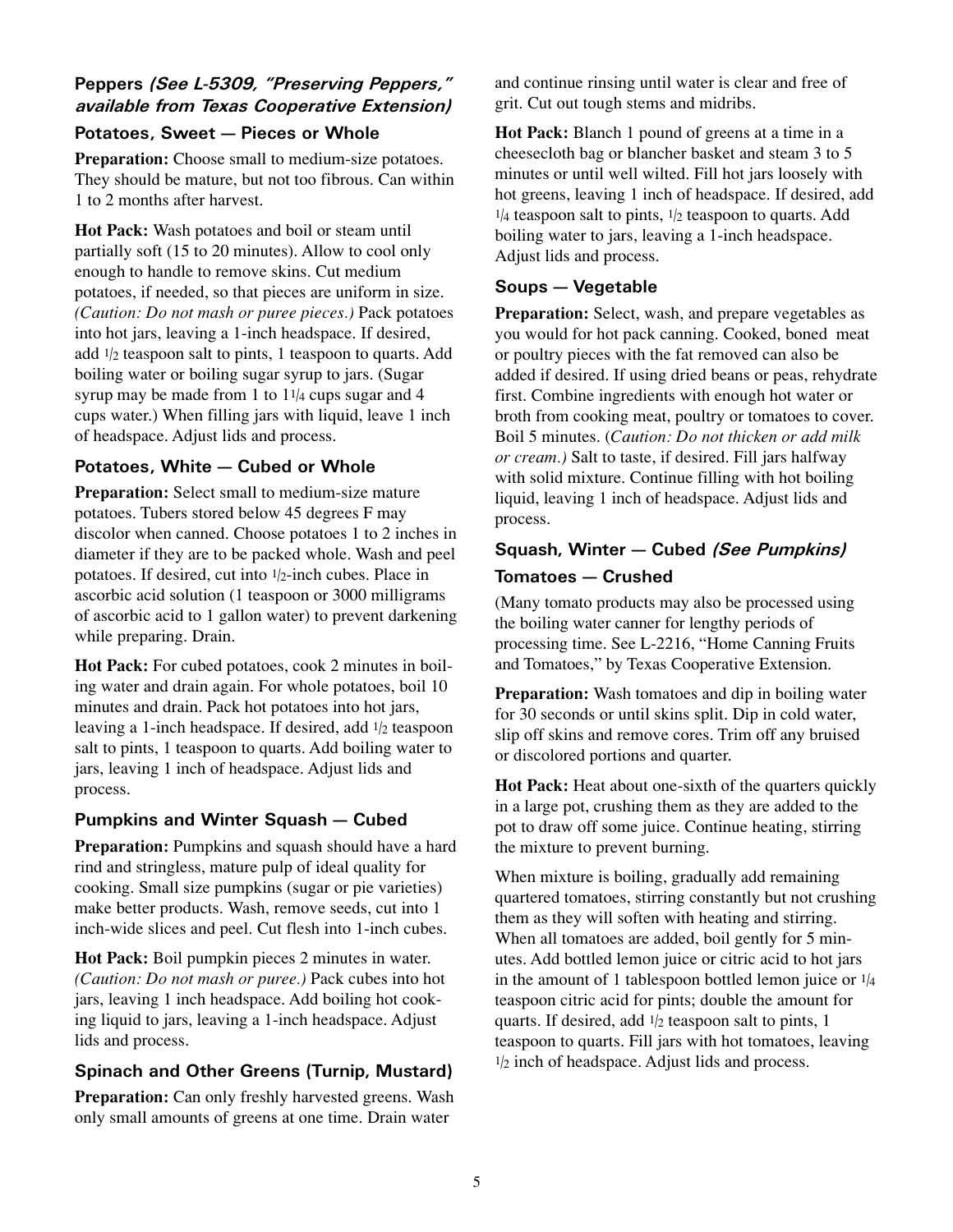### Peppers *(See L-5309, "Preserving Peppers," available from Texas Cooperative Extension)*

### Potatoes, Sweet — Pieces or Whole

**Preparation:** Choose small to medium-size potatoes. They should be mature, but not too fibrous. Can within 1 to 2 months after harvest.

**Hot Pack:** Wash potatoes and boil or steam until partially soft (15 to 20 minutes). Allow to cool only enough to handle to remove skins. Cut medium potatoes, if needed, so that pieces are uniform in size. *(Caution: Do not mash or puree pieces.)* Pack potatoes into hot jars, leaving a 1-inch headspace. If desired, add 1/2 teaspoon salt to pints, 1 teaspoon to quarts. Add boiling water or boiling sugar syrup to jars. (Sugar syrup may be made from 1 to 1 1/4 cups sugar and 4 cups water.) When filling jars with liquid, leave 1 inch of headspace. Adjust lids and process.

### Potatoes, White — Cubed or Whole

**Preparation:** Select small to medium-size mature potatoes. Tubers stored below 45 degrees F may discolor when canned. Choose potatoes 1 to 2 inches in diameter if they are to be packed whole. Wash and peel potatoes. If desired, cut into 1/2-inch cubes. Place in ascorbic acid solution (1 teaspoon or 3000 milligrams of ascorbic acid to 1 gallon water) to prevent darkening while preparing. Drain.

**Hot Pack:** For cubed potatoes, cook 2 minutes in boiling water and drain again. For whole potatoes, boil 10 minutes and drain. Pack hot potatoes into hot jars, leaving a 1-inch headspace. If desired, add 1/2 teaspoon salt to pints, 1 teaspoon to quarts. Add boiling water to jars, leaving 1 inch of headspace. Adjust lids and process.

### Pumpkins and Winter Squash — Cubed

**Preparation:** Pumpkins and squash should have a hard rind and stringless, mature pulp of ideal quality for cooking. Small size pumpkins (sugar or pie varieties) make better products. Wash, remove seeds, cut into 1 inch-wide slices and peel. Cut flesh into 1-inch cubes.

**Hot Pack:** Boil pumpkin pieces 2 minutes in water. *(Caution: Do not mash or puree.)* Pack cubes into hot jars, leaving 1 inch headspace. Add boiling hot cooking liquid to jars, leaving a 1-inch headspace. Adjust lids and process.

### Spinach and Other Greens (Turnip, Mustard)

**Preparation:** Can only freshly harvested greens. Wash only small amounts of greens at one time. Drain water and continue rinsing until water is clear and free of grit. Cut out tough stems and midribs.

**Hot Pack:** Blanch 1 pound of greens at a time in a cheesecloth bag or blancher basket and steam 3 to 5 minutes or until well wilted. Fill hot jars loosely with hot greens, leaving 1 inch of headspace. If desired, add 1/4 teaspoon salt to pints, 1/2 teaspoon to quarts. Add boiling water to jars, leaving a 1-inch headspace. Adjust lids and process.

### Soups — Vegetable

**Preparation:** Select, wash, and prepare vegetables as you would for hot pack canning. Cooked, boned meat or poultry pieces with the fat removed can also be added if desired. If using dried beans or peas, rehydrate first. Combine ingredients with enough hot water or broth from cooking meat, poultry or tomatoes to cover. Boil 5 minutes. (*Caution: Do not thicken or add milk or cream.)* Salt to taste, if desired. Fill jars halfway with solid mixture. Continue filling with hot boiling liquid, leaving 1 inch of headspace. Adjust lids and process.

### Squash, Winter — Cubed *(See Pumpkins)*

### Tomatoes — Crushed

(Many tomato products may also be processed using the boiling water canner for lengthy periods of processing time. See L-2216, "Home Canning Fruits and Tomatoes," by Texas Cooperative Extension.

**Preparation:** Wash tomatoes and dip in boiling water for 30 seconds or until skins split. Dip in cold water, slip off skins and remove cores. Trim off any bruised or discolored portions and quarter.

**Hot Pack:** Heat about one-sixth of the quarters quickly in a large pot, crushing them as they are added to the pot to draw off some juice. Continue heating, stirring the mixture to prevent burning.

When mixture is boiling, gradually add remaining quartered tomatoes, stirring constantly but not crushing them as they will soften with heating and stirring. When all tomatoes are added, boil gently for 5 minutes. Add bottled lemon juice or citric acid to hot jars in the amount of 1 tablespoon bottled lemon juice or 1/4 teaspoon citric acid for pints; double the amount for quarts. If desired, add 1/2 teaspoon salt to pints, 1 teaspoon to quarts. Fill jars with hot tomatoes, leaving 1/2 inch of headspace. Adjust lids and process.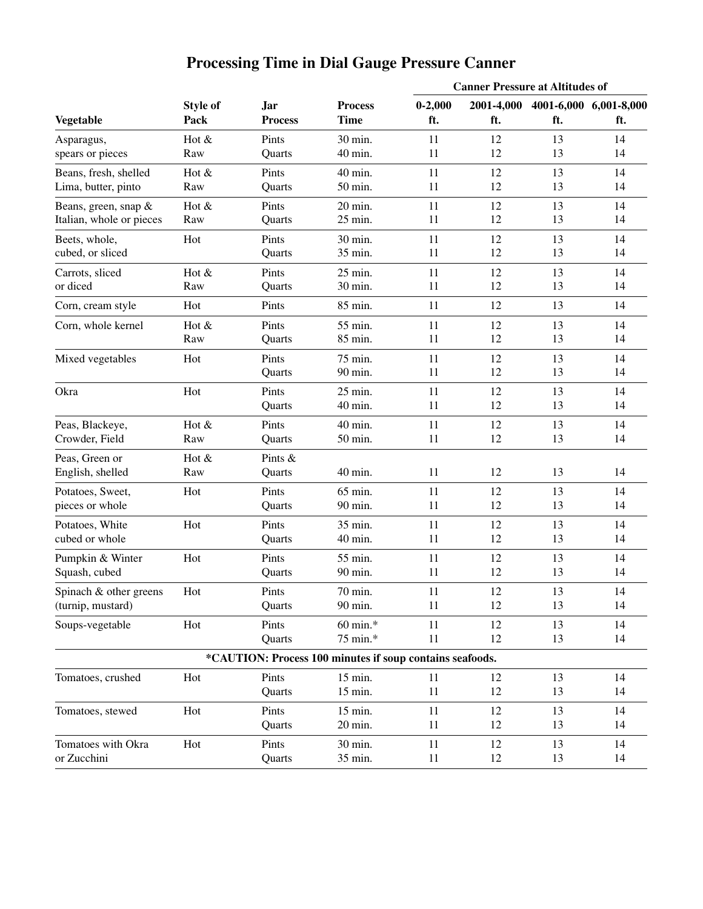# Processing Time in Dial Gauge Pressure Canner

| Vegetable | Style of Pack | Jar Process | Process Time | Canner Pressure at Altitudes of 0-2,000 ft. | 2001-4,000 ft. | 4001-6,000 ft. | 6,001-8,000 ft. |
|---|---|---|---|---|---|---|---|
| Asparagus, spears or pieces | Hot & Raw | Pints | 30 min. | 11 | 12 | 13 | 14 |
| | | Quarts | 40 min. | 11 | 12 | 13 | 14 |
| Beans, fresh, shelled Lima, butter, pinto | Hot & Raw | Pints | 40 min. | 11 | 12 | 13 | 14 |
| | | Quarts | 50 min. | 11 | 12 | 13 | 14 |
| Beans, green, snap & Italian, whole or pieces | Hot & Raw | Pints | 20 min. | 11 | 12 | 13 | 14 |
| | | Quarts | 25 min. | 11 | 12 | 13 | 14 |
| Beets, whole, cubed, or sliced | Hot | Pints | 30 min. | 11 | 12 | 13 | 14 |
| | | Quarts | 35 min. | 11 | 12 | 13 | 14 |
| Carrots, sliced or diced | Hot & Raw | Pints | 25 min. | 11 | 12 | 13 | 14 |
| | | Quarts | 30 min. | 11 | 12 | 13 | 14 |
| Corn, cream style | Hot | Pints | 85 min. | 11 | 12 | 13 | 14 |
| Corn, whole kernel | Hot & Raw | Pints | 55 min. | 11 | 12 | 13 | 14 |
| | | Quarts | 85 min. | 11 | 12 | 13 | 14 |
| Mixed vegetables | Hot | Pints | 75 min. | 11 | 12 | 13 | 14 |
| | | Quarts | 90 min. | 11 | 12 | 13 | 14 |
| Okra | Hot | Pints | 25 min. | 11 | 12 | 13 | 14 |
| | | Quarts | 40 min. | 11 | 12 | 13 | 14 |
| Peas, Blackeye, Crowder, Field | Hot & Raw | Pints | 40 min. | 11 | 12 | 13 | 14 |
| | | Quarts | 50 min. | 11 | 12 | 13 | 14 |
| Peas, Green or English, shelled | Hot & Raw | Pints & Quarts | 40 min. | 11 | 12 | 13 | 14 |
| Potatoes, Sweet, pieces or whole | Hot | Pints | 65 min. | 11 | 12 | 13 | 14 |
| | | Quarts | 90 min. | 11 | 12 | 13 | 14 |
| Potatoes, White cubed or whole | Hot | Pints | 35 min. | 11 | 12 | 13 | 14 |
| | | Quarts | 40 min. | 11 | 12 | 13 | 14 |
| Pumpkin & Winter Squash, cubed | Hot | Pints | 55 min. | 11 | 12 | 13 | 14 |
| | | Quarts | 90 min. | 11 | 12 | 13 | 14 |
| Spinach & other greens (turnip, mustard) | Hot | Pints | 70 min. | 11 | 12 | 13 | 14 |
| | | Quarts | 90 min. | 11 | 12 | 13 | 14 |
| Soups-vegetable | Hot | Pints | 60 min.* | 11 | 12 | 13 | 14 |
| | | Quarts | 75 min.* | 11 | 12 | 13 | 14 |
| **\*CAUTION: Process 100 minutes if soup contains seafoods.** | | | | | | | |
| Tomatoes, crushed | Hot | Pints | 15 min. | 11 | 12 | 13 | 14 |
| | | Quarts | 15 min. | 11 | 12 | 13 | 14 |
| Tomatoes, stewed | Hot | Pints | 15 min. | 11 | 12 | 13 | 14 |
| | | Quarts | 20 min. | 11 | 12 | 13 | 14 |
| Tomatoes with Okra or Zucchini | Hot | Pints | 30 min. | 11 | 12 | 13 | 14 |
| | | Quarts | 35 min. | 11 | 12 | 13 | 14 |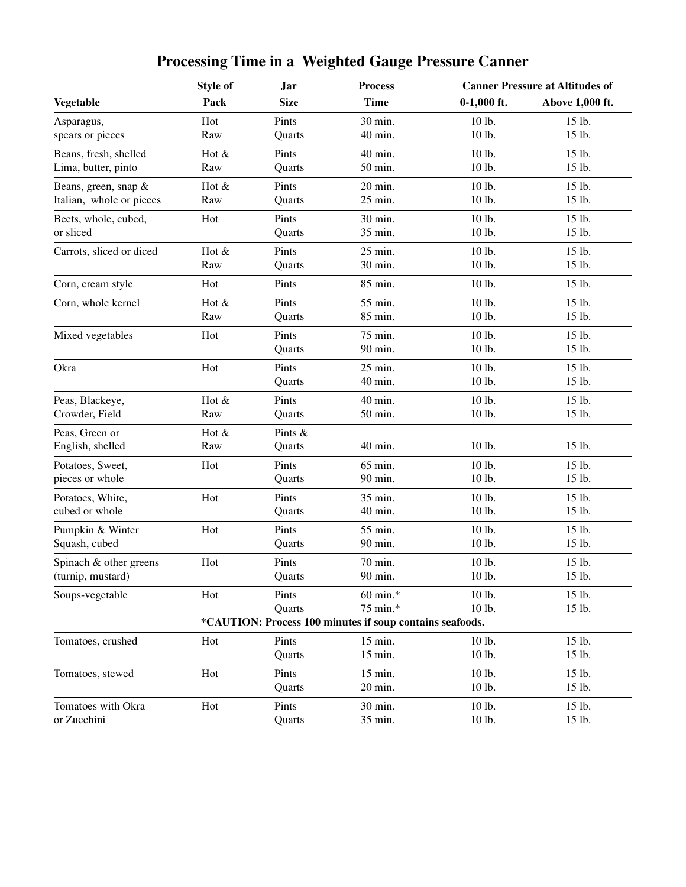# Processing Time in a Weighted Gauge Pressure Canner

| Vegetable | Style of Pack | Jar Size | Process Time | Canner Pressure at Altitudes of 0-1,000 ft. | Canner Pressure at Altitudes of Above 1,000 ft. |
|---|---|---|---|---|---|
| Asparagus, spears or pieces | Hot | Pints | 30 min. | 10 lb. | 15 lb. |
| | Raw | Quarts | 40 min. | 10 lb. | 15 lb. |
| Beans, fresh, shelled Lima, butter, pinto | Hot & Raw | Pints | 40 min. | 10 lb. | 15 lb. |
| | | Quarts | 50 min. | 10 lb. | 15 lb. |
| Beans, green, snap & Italian, whole or pieces | Hot & Raw | Pints | 20 min. | 10 lb. | 15 lb. |
| | | Quarts | 25 min. | 10 lb. | 15 lb. |
| Beets, whole, cubed, or sliced | Hot | Pints | 30 min. | 10 lb. | 15 lb. |
| | | Quarts | 35 min. | 10 lb. | 15 lb. |
| Carrots, sliced or diced | Hot & Raw | Pints | 25 min. | 10 lb. | 15 lb. |
| | | Quarts | 30 min. | 10 lb. | 15 lb. |
| Corn, cream style | Hot | Pints | 85 min. | 10 lb. | 15 lb. |
| Corn, whole kernel | Hot & Raw | Pints | 55 min. | 10 lb. | 15 lb. |
| | | Quarts | 85 min. | 10 lb. | 15 lb. |
| Mixed vegetables | Hot | Pints | 75 min. | 10 lb. | 15 lb. |
| | | Quarts | 90 min. | 10 lb. | 15 lb. |
| Okra | Hot | Pints | 25 min. | 10 lb. | 15 lb. |
| | | Quarts | 40 min. | 10 lb. | 15 lb. |
| Peas, Blackeye, Crowder, Field | Hot & Raw | Pints | 40 min. | 10 lb. | 15 lb. |
| | | Quarts | 50 min. | 10 lb. | 15 lb. |
| Peas, Green or English, shelled | Hot & Raw | Pints & Quarts | 40 min. | 10 lb. | 15 lb. |
| Potatoes, Sweet, pieces or whole | Hot | Pints | 65 min. | 10 lb. | 15 lb. |
| | | Quarts | 90 min. | 10 lb. | 15 lb. |
| Potatoes, White, cubed or whole | Hot | Pints | 35 min. | 10 lb. | 15 lb. |
| | | Quarts | 40 min. | 10 lb. | 15 lb. |
| Pumpkin & Winter Squash, cubed | Hot | Pints | 55 min. | 10 lb. | 15 lb. |
| | | Quarts | 90 min. | 10 lb. | 15 lb. |
| Spinach & other greens (turnip, mustard) | Hot | Pints | 70 min. | 10 lb. | 15 lb. |
| | | Quarts | 90 min. | 10 lb. | 15 lb. |
| Soups-vegetable | Hot | Pints | 60 min.* | 10 lb. | 15 lb. |
| | | Quarts | 75 min.* | 10 lb. | 15 lb. |
| | **\*CAUTION: Process 100 minutes if soup contains seafoods.** | | | | |
| Tomatoes, crushed | Hot | Pints | 15 min. | 10 lb. | 15 lb. |
| | | Quarts | 15 min. | 10 lb. | 15 lb. |
| Tomatoes, stewed | Hot | Pints | 15 min. | 10 lb. | 15 lb. |
| | | Quarts | 20 min. | 10 lb. | 15 lb. |
| Tomatoes with Okra or Zucchini | Hot | Pints | 30 min. | 10 lb. | 15 lb. |
| | | Quarts | 35 min. | 10 lb. | 15 lb. |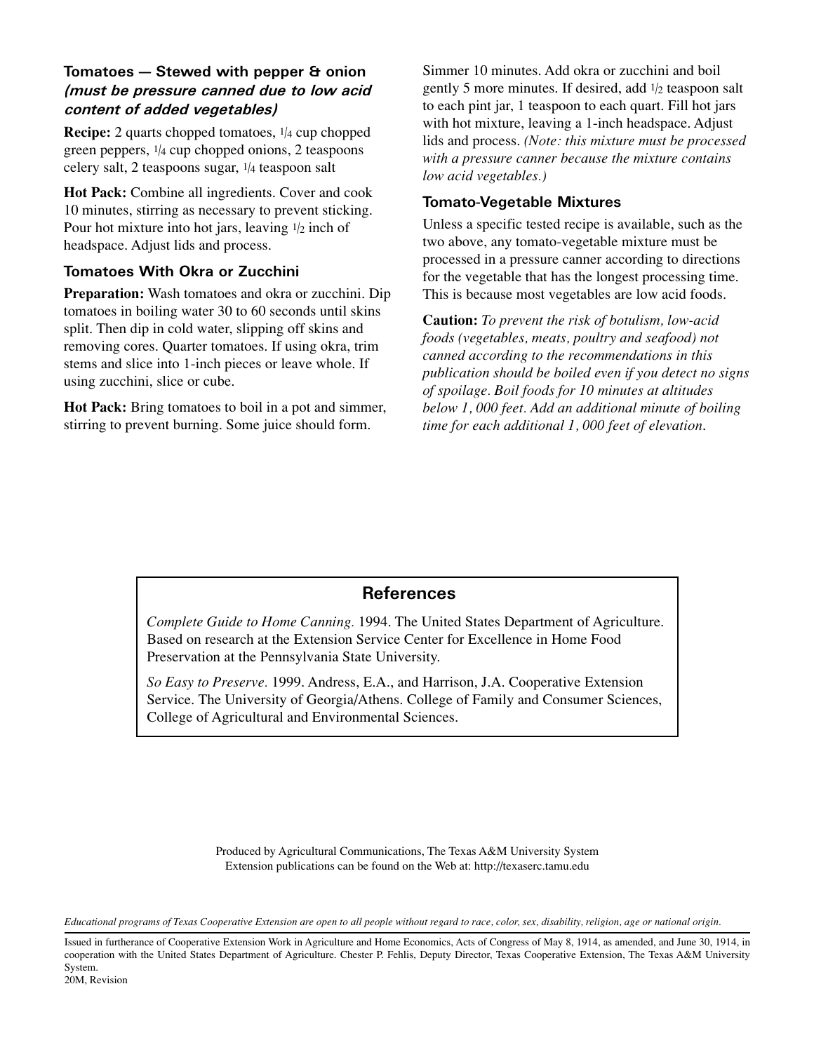### Tomatoes — Stewed with pepper & onion *(must be pressure canned due to low acid content of added vegetables)*

**Recipe:** 2 quarts chopped tomatoes, 1/4 cup chopped green peppers, 1/4 cup chopped onions, 2 teaspoons celery salt, 2 teaspoons sugar, 1/4 teaspoon salt

**Hot Pack:** Combine all ingredients. Cover and cook 10 minutes, stirring as necessary to prevent sticking. Pour hot mixture into hot jars, leaving 1/2 inch of headspace. Adjust lids and process.

### Tomatoes With Okra or Zucchini

**Preparation:** Wash tomatoes and okra or zucchini. Dip tomatoes in boiling water 30 to 60 seconds until skins split. Then dip in cold water, slipping off skins and removing cores. Quarter tomatoes. If using okra, trim stems and slice into 1-inch pieces or leave whole. If using zucchini, slice or cube.

**Hot Pack:** Bring tomatoes to boil in a pot and simmer, stirring to prevent burning. Some juice should form. Simmer 10 minutes. Add okra or zucchini and boil gently 5 more minutes. If desired, add 1/2 teaspoon salt to each pint jar, 1 teaspoon to each quart. Fill hot jars with hot mixture, leaving a 1-inch headspace. Adjust lids and process. *(Note: this mixture must be processed with a pressure canner because the mixture contains low acid vegetables.)*

### Tomato-Vegetable Mixtures

Unless a specific tested recipe is available, such as the two above, any tomato-vegetable mixture must be processed in a pressure canner according to directions for the vegetable that has the longest processing time. This is because most vegetables are low acid foods.

**Caution:** *To prevent the risk of botulism, low-acid foods (vegetables, meats, poultry and seafood) not canned according to the recommendations in this publication should be boiled even if you detect no signs of spoilage. Boil foods for 10 minutes at altitudes below 1, 000 feet. Add an additional minute of boiling time for each additional 1, 000 feet of elevation.*

## References

*Complete Guide to Home Canning.* 1994. The United States Department of Agriculture. Based on research at the Extension Service Center for Excellence in Home Food Preservation at the Pennsylvania State University.

*So Easy to Preserve.* 1999. Andress, E.A., and Harrison, J.A. Cooperative Extension Service. The University of Georgia/Athens. College of Family and Consumer Sciences, College of Agricultural and Environmental Sciences.

Produced by Agricultural Communications, The Texas A&M University System
Extension publications can be found on the Web at: http://texaserc.tamu.edu

*Educational programs of Texas Cooperative Extension are open to all people without regard to race, color, sex, disability, religion, age or national origin.*

Issued in furtherance of Cooperative Extension Work in Agriculture and Home Economics, Acts of Congress of May 8, 1914, as amended, and June 30, 1914, in cooperation with the United States Department of Agriculture. Chester P. Fehlis, Deputy Director, Texas Cooperative Extension, The Texas A&M University System.
20M, Revision